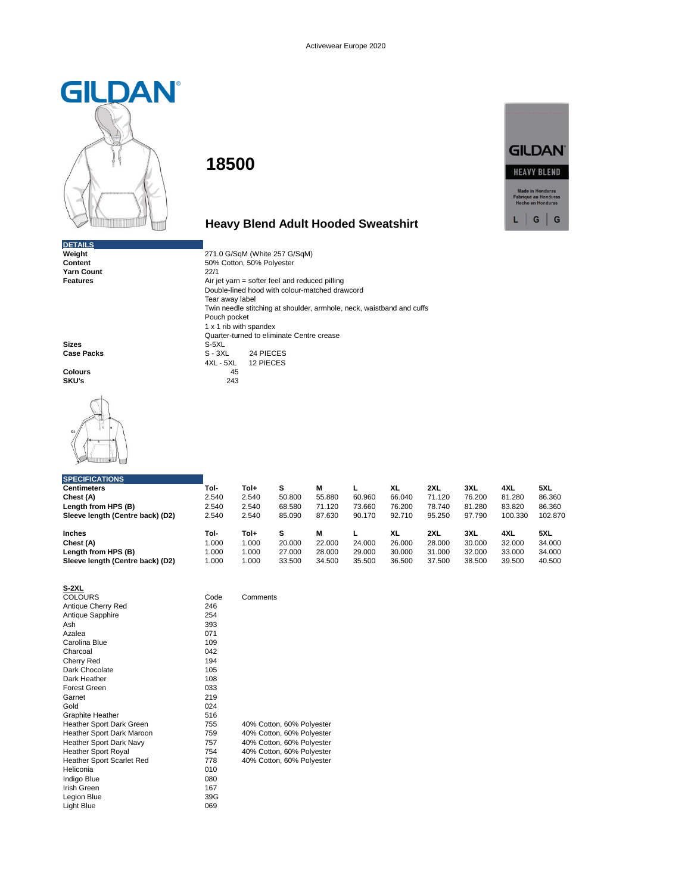GILDAN

# 18500

## Heavy Blend Adult Hooded Sweatshirt

| DETAILS | |
|---|---|
| **Weight** | 271.0 G/SqM (White 257 G/SqM) |
| **Content** | 50% Cotton, 50% Polyester |
| **Yarn Count** | 22/1 |
| **Features** | Air jet yarn = softer feel and reduced pilling |
| | Double-lined hood with colour-matched drawcord |
| | Tear away label |
| | Twin needle stitching at shoulder, armhole, neck, waistband and cuffs |
| | Pouch pocket |
| | 1 x 1 rib with spandex |
| | Quarter-turned to eliminate Centre crease |
| **Sizes** | S-5XL |
| **Case Packs** | S - 3XL 24 PIECES |
| | 4XL - 5XL 12 PIECES |
| **Colours** | 45 |
| **SKU's** | 243 |

**SPECIFICATIONS**

| **Centimeters** | **Tol-** | **Tol+** | **S** | **M** | **L** | **XL** | **2XL** | **3XL** | **4XL** | **5XL** |
|---|---|---|---|---|---|---|---|---|---|---|
| **Chest (A)** | 2.540 | 2.540 | 50.800 | 55.880 | 60.960 | 66.040 | 71.120 | 76.200 | 81.280 | 86.360 |
| **Length from HPS (B)** | 2.540 | 2.540 | 68.580 | 71.120 | 73.660 | 76.200 | 78.740 | 81.280 | 83.820 | 86.360 |
| **Sleeve length (Centre back) (D2)** | 2.540 | 2.540 | 85.090 | 87.630 | 90.170 | 92.710 | 95.250 | 97.790 | 100.330 | 102.870 |

| **Inches** | **Tol-** | **Tol+** | **S** | **M** | **L** | **XL** | **2XL** | **3XL** | **4XL** | **5XL** |
|---|---|---|---|---|---|---|---|---|---|---|
| **Chest (A)** | 1.000 | 1.000 | 20.000 | 22.000 | 24.000 | 26.000 | 28.000 | 30.000 | 32.000 | 34.000 |
| **Length from HPS (B)** | 1.000 | 1.000 | 27.000 | 28.000 | 29.000 | 30.000 | 31.000 | 32.000 | 33.000 | 34.000 |
| **Sleeve length (Centre back) (D2)** | 1.000 | 1.000 | 33.500 | 34.500 | 35.500 | 36.500 | 37.500 | 38.500 | 39.500 | 40.500 |

**S-2XL**

| COLOURS | Code | Comments |
|---|---|---|
| Antique Cherry Red | 246 | |
| Antique Sapphire | 254 | |
| Ash | 393 | |
| Azalea | 071 | |
| Carolina Blue | 109 | |
| Charcoal | 042 | |
| Cherry Red | 194 | |
| Dark Chocolate | 105 | |
| Dark Heather | 108 | |
| Forest Green | 033 | |
| Garnet | 219 | |
| Gold | 024 | |
| Graphite Heather | 516 | |
| Heather Sport Dark Green | 755 | 40% Cotton, 60% Polyester |
| Heather Sport Dark Maroon | 759 | 40% Cotton, 60% Polyester |
| Heather Sport Dark Navy | 757 | 40% Cotton, 60% Polyester |
| Heather Sport Royal | 754 | 40% Cotton, 60% Polyester |
| Heather Sport Scarlet Red | 778 | 40% Cotton, 60% Polyester |
| Heliconia | 010 | |
| Indigo Blue | 080 | |
| Irish Green | 167 | |
| Legion Blue | 39G | |
| Light Blue | 069 | |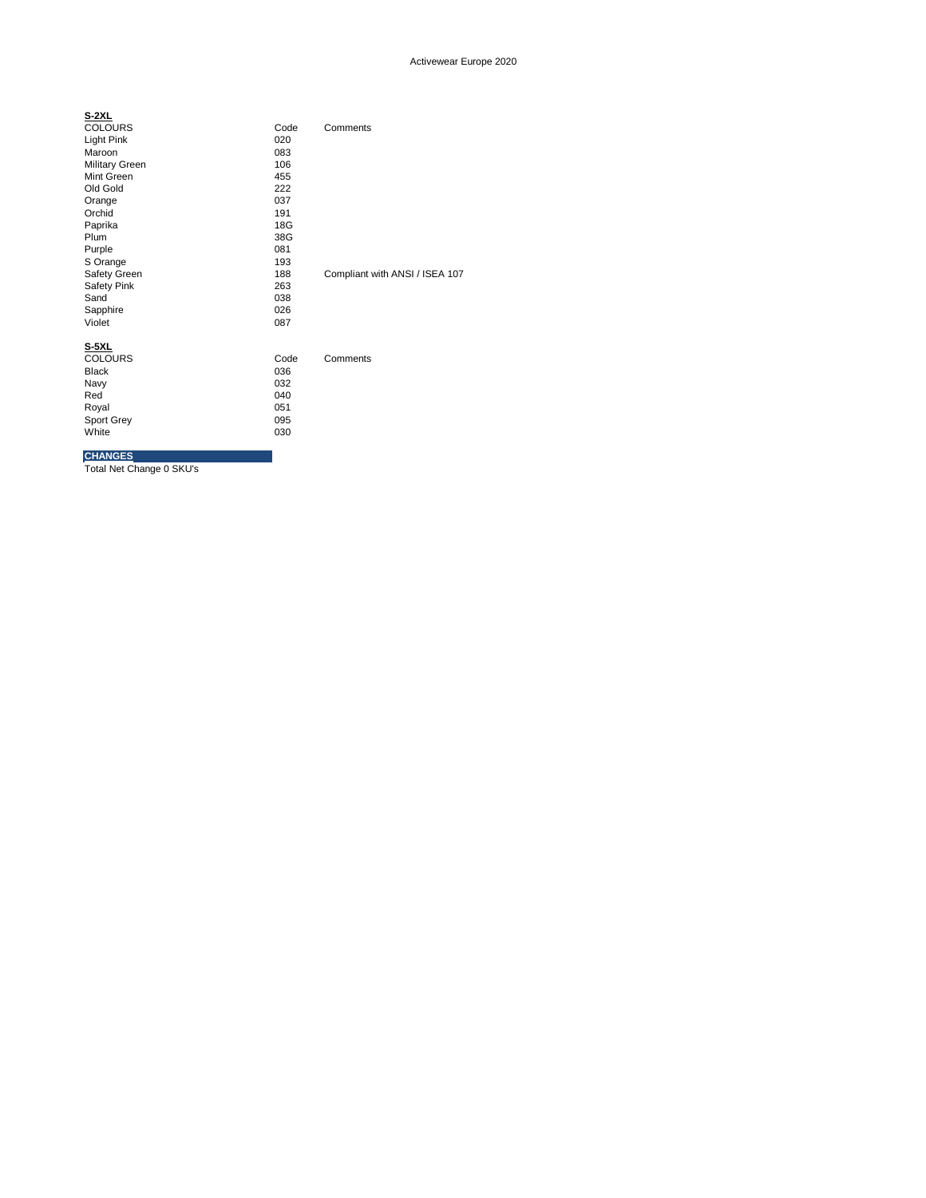**S-2XL**

| COLOURS | Code | Comments |
|---|---|---|
| Light Pink | 020 | |
| Maroon | 083 | |
| Military Green | 106 | |
| Mint Green | 455 | |
| Old Gold | 222 | |
| Orange | 037 | |
| Orchid | 191 | |
| Paprika | 18G | |
| Plum | 38G | |
| Purple | 081 | |
| S Orange | 193 | |
| Safety Green | 188 | Compliant with ANSI / ISEA 107 |
| Safety Pink | 263 | |
| Sand | 038 | |
| Sapphire | 026 | |
| Violet | 087 | |

**S-5XL**

| COLOURS | Code | Comments |
|---|---|---|
| Black | 036 | |
| Navy | 032 | |
| Red | 040 | |
| Royal | 051 | |
| Sport Grey | 095 | |
| White | 030 | |

**CHANGES**

Total Net Change 0 SKU's